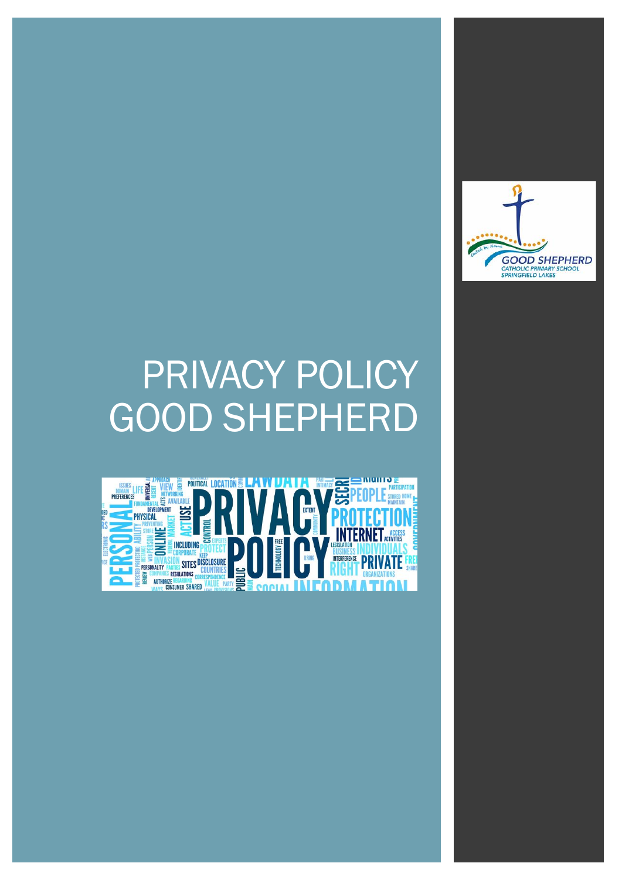# PRIVACY POLICY GOOD SHEPHERD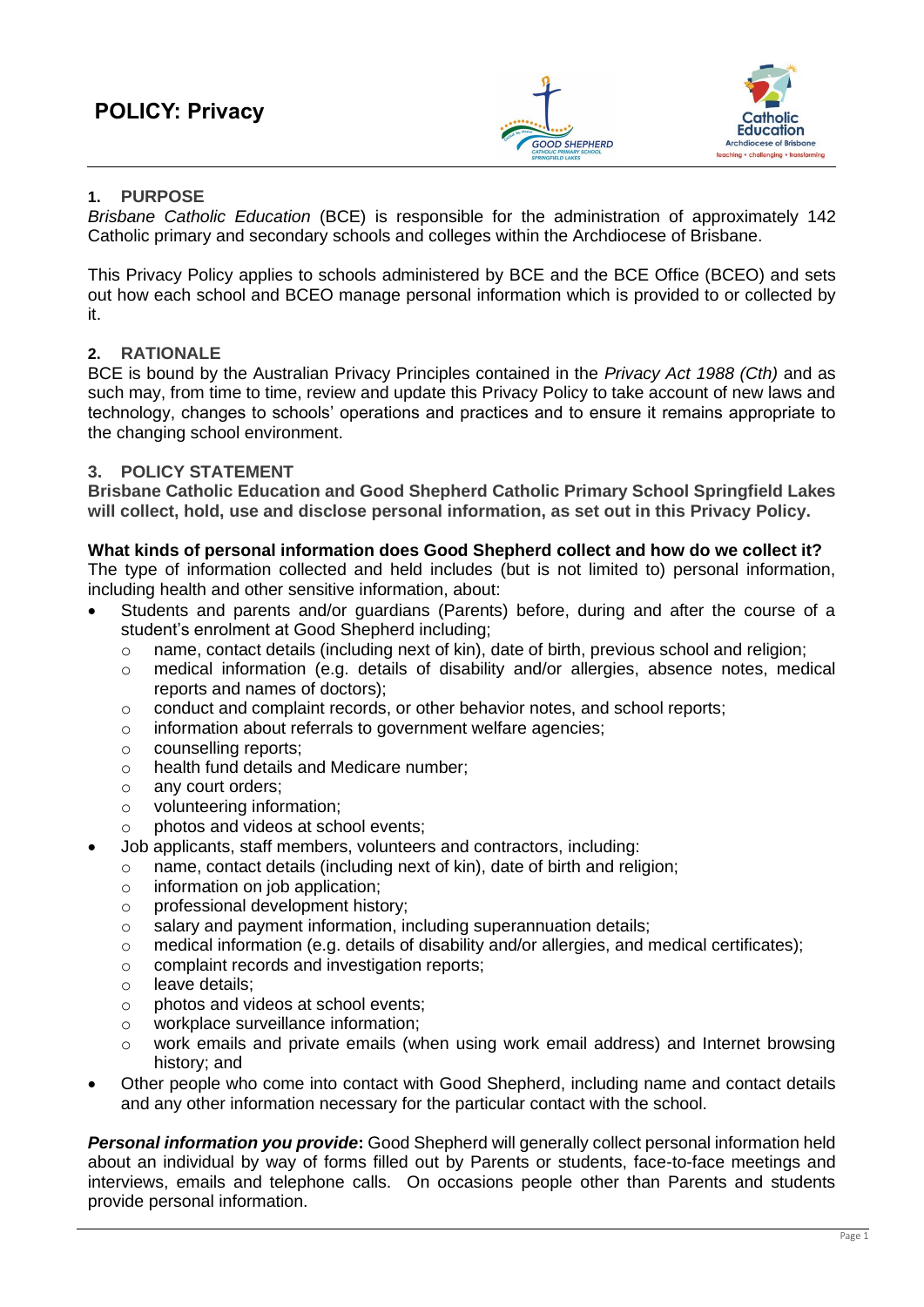# POLICY: Privacy

## 1. PURPOSE

*Brisbane Catholic Education* (BCE) is responsible for the administration of approximately 142 Catholic primary and secondary schools and colleges within the Archdiocese of Brisbane.

This Privacy Policy applies to schools administered by BCE and the BCE Office (BCEO) and sets out how each school and BCEO manage personal information which is provided to or collected by it.

## 2. RATIONALE

BCE is bound by the Australian Privacy Principles contained in the *Privacy Act 1988 (Cth)* and as such may, from time to time, review and update this Privacy Policy to take account of new laws and technology, changes to schools' operations and practices and to ensure it remains appropriate to the changing school environment.

## 3. POLICY STATEMENT

**Brisbane Catholic Education and Good Shepherd Catholic Primary School Springfield Lakes will collect, hold, use and disclose personal information, as set out in this Privacy Policy.**

**What kinds of personal information does Good Shepherd collect and how do we collect it?**

The type of information collected and held includes (but is not limited to) personal information, including health and other sensitive information, about:

- Students and parents and/or guardians (Parents) before, during and after the course of a student's enrolment at Good Shepherd including;
  - name, contact details (including next of kin), date of birth, previous school and religion;
  - medical information (e.g. details of disability and/or allergies, absence notes, medical reports and names of doctors);
  - conduct and complaint records, or other behavior notes, and school reports;
  - information about referrals to government welfare agencies;
  - counselling reports;
  - health fund details and Medicare number;
  - any court orders;
  - volunteering information;
  - photos and videos at school events;
- Job applicants, staff members, volunteers and contractors, including:
  - name, contact details (including next of kin), date of birth and religion;
  - information on job application;
  - professional development history;
  - salary and payment information, including superannuation details;
  - medical information (e.g. details of disability and/or allergies, and medical certificates);
  - complaint records and investigation reports;
  - leave details;
  - photos and videos at school events;
  - workplace surveillance information;
  - work emails and private emails (when using work email address) and Internet browsing history; and
- Other people who come into contact with Good Shepherd, including name and contact details and any other information necessary for the particular contact with the school.

***Personal information you provide*:** Good Shepherd will generally collect personal information held about an individual by way of forms filled out by Parents or students, face-to-face meetings and interviews, emails and telephone calls. On occasions people other than Parents and students provide personal information.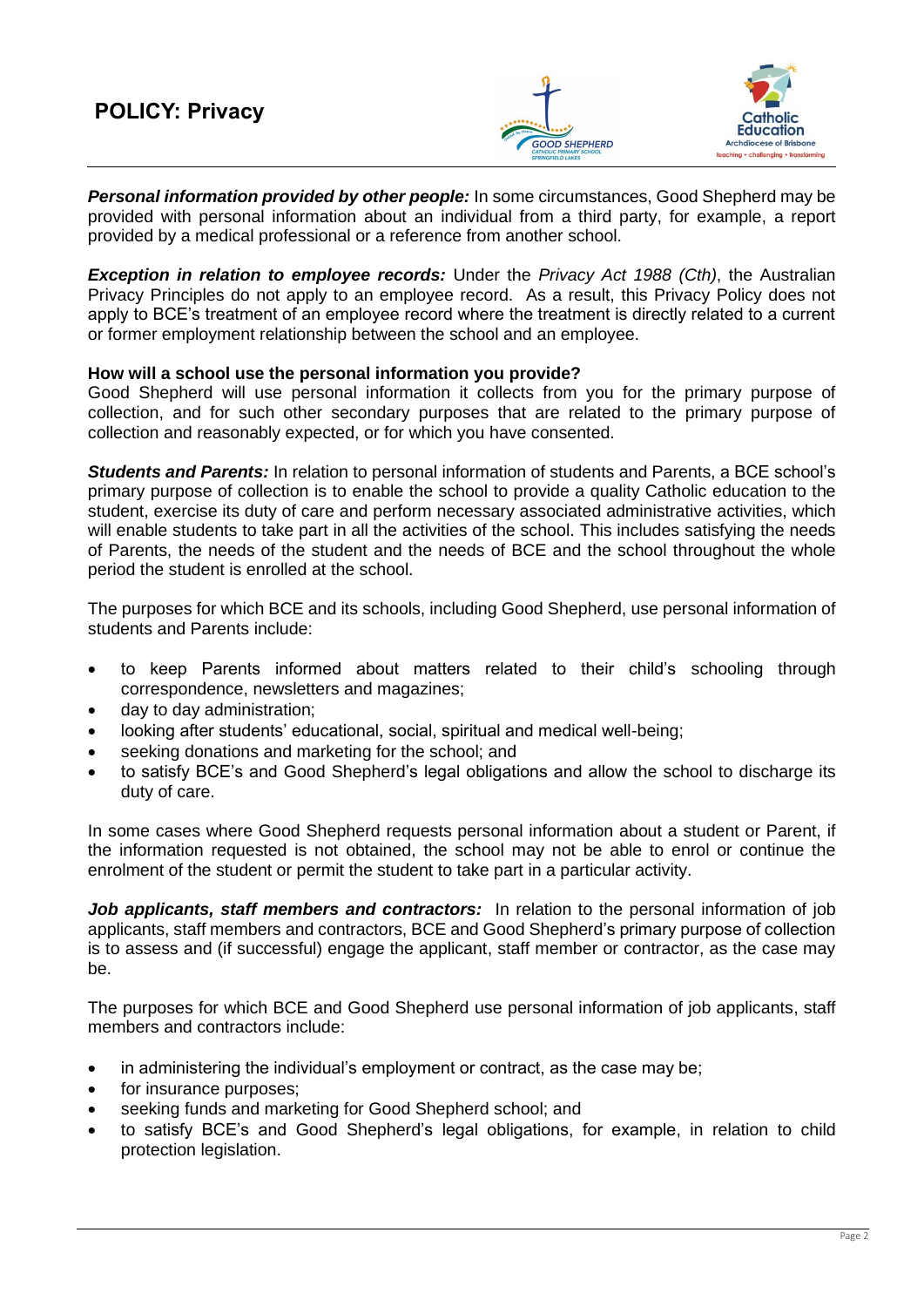***Personal information provided by other people:*** In some circumstances, Good Shepherd may be provided with personal information about an individual from a third party, for example, a report provided by a medical professional or a reference from another school.

***Exception in relation to employee records:*** Under the *Privacy Act 1988 (Cth)*, the Australian Privacy Principles do not apply to an employee record. As a result, this Privacy Policy does not apply to BCE's treatment of an employee record where the treatment is directly related to a current or former employment relationship between the school and an employee.

**How will a school use the personal information you provide?**

Good Shepherd will use personal information it collects from you for the primary purpose of collection, and for such other secondary purposes that are related to the primary purpose of collection and reasonably expected, or for which you have consented.

***Students and Parents:*** In relation to personal information of students and Parents, a BCE school's primary purpose of collection is to enable the school to provide a quality Catholic education to the student, exercise its duty of care and perform necessary associated administrative activities, which will enable students to take part in all the activities of the school. This includes satisfying the needs of Parents, the needs of the student and the needs of BCE and the school throughout the whole period the student is enrolled at the school.

The purposes for which BCE and its schools, including Good Shepherd, use personal information of students and Parents include:

- to keep Parents informed about matters related to their child's schooling through correspondence, newsletters and magazines;
- day to day administration;
- looking after students' educational, social, spiritual and medical well-being;
- seeking donations and marketing for the school; and
- to satisfy BCE's and Good Shepherd's legal obligations and allow the school to discharge its duty of care.

In some cases where Good Shepherd requests personal information about a student or Parent, if the information requested is not obtained, the school may not be able to enrol or continue the enrolment of the student or permit the student to take part in a particular activity.

***Job applicants, staff members and contractors:*** In relation to the personal information of job applicants, staff members and contractors, BCE and Good Shepherd's primary purpose of collection is to assess and (if successful) engage the applicant, staff member or contractor, as the case may be.

The purposes for which BCE and Good Shepherd use personal information of job applicants, staff members and contractors include:

- in administering the individual's employment or contract, as the case may be;
- for insurance purposes;
- seeking funds and marketing for Good Shepherd school; and
- to satisfy BCE's and Good Shepherd's legal obligations, for example, in relation to child protection legislation.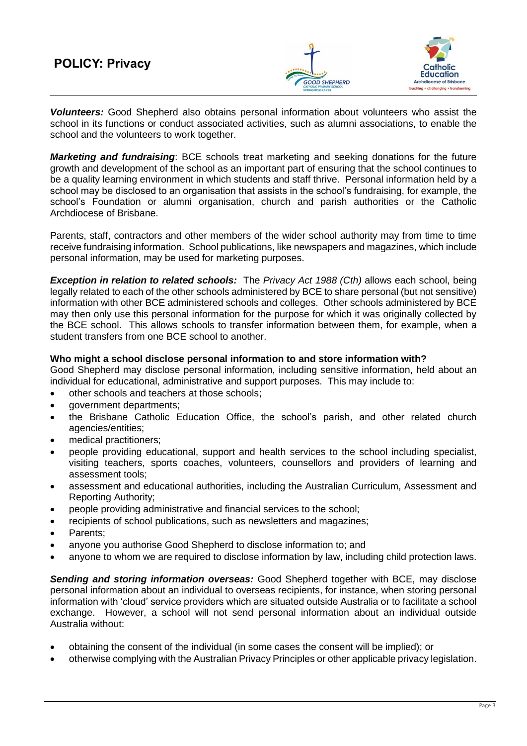***Volunteers:*** Good Shepherd also obtains personal information about volunteers who assist the school in its functions or conduct associated activities, such as alumni associations, to enable the school and the volunteers to work together.

***Marketing and fundraising***: BCE schools treat marketing and seeking donations for the future growth and development of the school as an important part of ensuring that the school continues to be a quality learning environment in which students and staff thrive. Personal information held by a school may be disclosed to an organisation that assists in the school's fundraising, for example, the school's Foundation or alumni organisation, church and parish authorities or the Catholic Archdiocese of Brisbane.

Parents, staff, contractors and other members of the wider school authority may from time to time receive fundraising information. School publications, like newspapers and magazines, which include personal information, may be used for marketing purposes.

***Exception in relation to related schools:*** The *Privacy Act 1988 (Cth)* allows each school, being legally related to each of the other schools administered by BCE to share personal (but not sensitive) information with other BCE administered schools and colleges. Other schools administered by BCE may then only use this personal information for the purpose for which it was originally collected by the BCE school. This allows schools to transfer information between them, for example, when a student transfers from one BCE school to another.

**Who might a school disclose personal information to and store information with?**

Good Shepherd may disclose personal information, including sensitive information, held about an individual for educational, administrative and support purposes. This may include to:

- other schools and teachers at those schools;
- government departments;
- the Brisbane Catholic Education Office, the school's parish, and other related church agencies/entities;
- medical practitioners;
- people providing educational, support and health services to the school including specialist, visiting teachers, sports coaches, volunteers, counsellors and providers of learning and assessment tools;
- assessment and educational authorities, including the Australian Curriculum, Assessment and Reporting Authority;
- people providing administrative and financial services to the school;
- recipients of school publications, such as newsletters and magazines;
- Parents;
- anyone you authorise Good Shepherd to disclose information to; and
- anyone to whom we are required to disclose information by law, including child protection laws.

***Sending and storing information overseas:*** Good Shepherd together with BCE, may disclose personal information about an individual to overseas recipients, for instance, when storing personal information with 'cloud' service providers which are situated outside Australia or to facilitate a school exchange. However, a school will not send personal information about an individual outside Australia without:

- obtaining the consent of the individual (in some cases the consent will be implied); or
- otherwise complying with the Australian Privacy Principles or other applicable privacy legislation.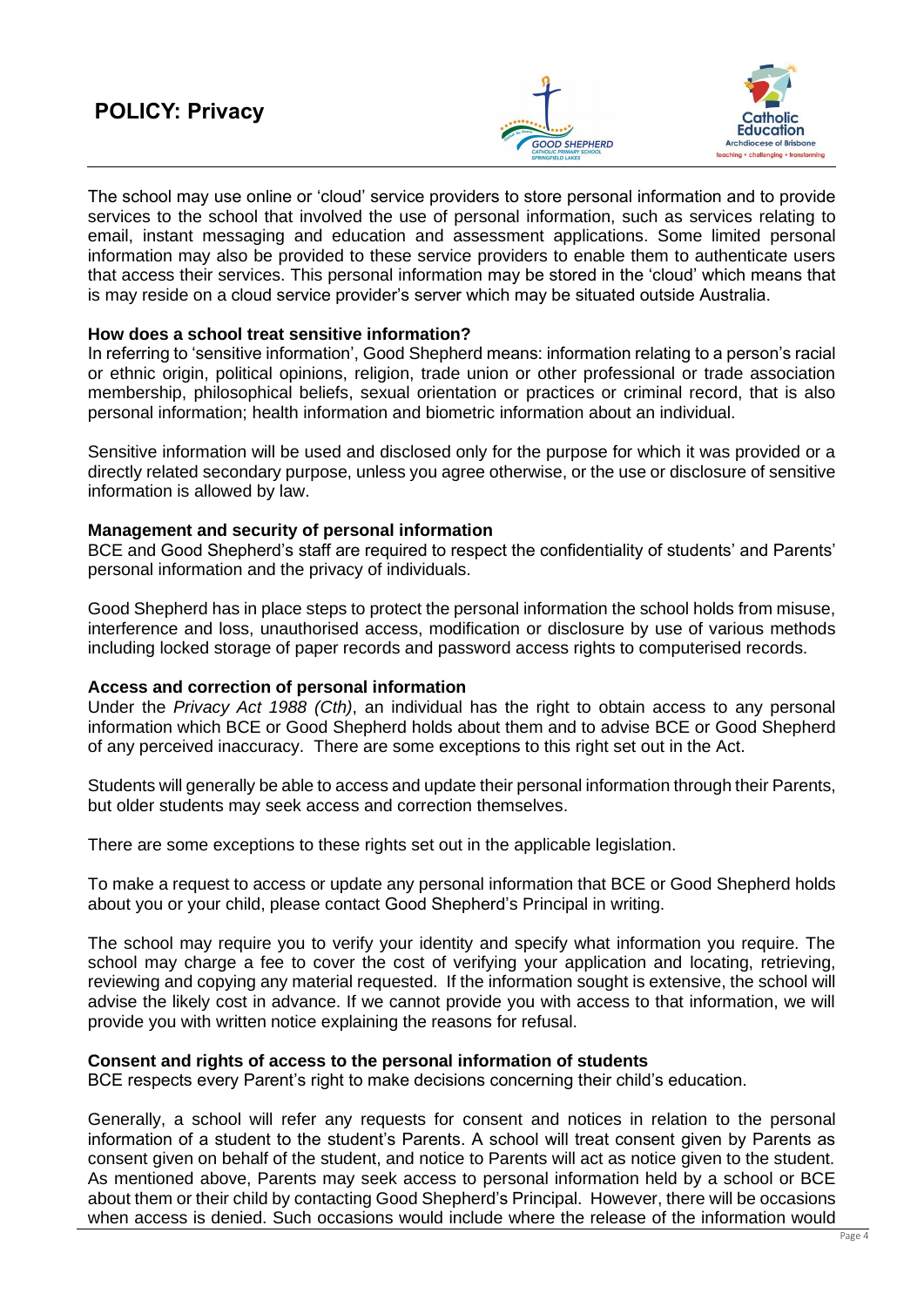The school may use online or 'cloud' service providers to store personal information and to provide services to the school that involved the use of personal information, such as services relating to email, instant messaging and education and assessment applications. Some limited personal information may also be provided to these service providers to enable them to authenticate users that access their services. This personal information may be stored in the 'cloud' which means that is may reside on a cloud service provider's server which may be situated outside Australia.

**How does a school treat sensitive information?**
In referring to 'sensitive information', Good Shepherd means: information relating to a person's racial or ethnic origin, political opinions, religion, trade union or other professional or trade association membership, philosophical beliefs, sexual orientation or practices or criminal record, that is also personal information; health information and biometric information about an individual.

Sensitive information will be used and disclosed only for the purpose for which it was provided or a directly related secondary purpose, unless you agree otherwise, or the use or disclosure of sensitive information is allowed by law.

**Management and security of personal information**
BCE and Good Shepherd's staff are required to respect the confidentiality of students' and Parents' personal information and the privacy of individuals.

Good Shepherd has in place steps to protect the personal information the school holds from misuse, interference and loss, unauthorised access, modification or disclosure by use of various methods including locked storage of paper records and password access rights to computerised records.

**Access and correction of personal information**
Under the *Privacy Act 1988 (Cth)*, an individual has the right to obtain access to any personal information which BCE or Good Shepherd holds about them and to advise BCE or Good Shepherd of any perceived inaccuracy. There are some exceptions to this right set out in the Act.

Students will generally be able to access and update their personal information through their Parents, but older students may seek access and correction themselves.

There are some exceptions to these rights set out in the applicable legislation.

To make a request to access or update any personal information that BCE or Good Shepherd holds about you or your child, please contact Good Shepherd's Principal in writing.

The school may require you to verify your identity and specify what information you require. The school may charge a fee to cover the cost of verifying your application and locating, retrieving, reviewing and copying any material requested. If the information sought is extensive, the school will advise the likely cost in advance. If we cannot provide you with access to that information, we will provide you with written notice explaining the reasons for refusal.

**Consent and rights of access to the personal information of students**
BCE respects every Parent's right to make decisions concerning their child's education.

Generally, a school will refer any requests for consent and notices in relation to the personal information of a student to the student's Parents. A school will treat consent given by Parents as consent given on behalf of the student, and notice to Parents will act as notice given to the student. As mentioned above, Parents may seek access to personal information held by a school or BCE about them or their child by contacting Good Shepherd's Principal. However, there will be occasions when access is denied. Such occasions would include where the release of the information would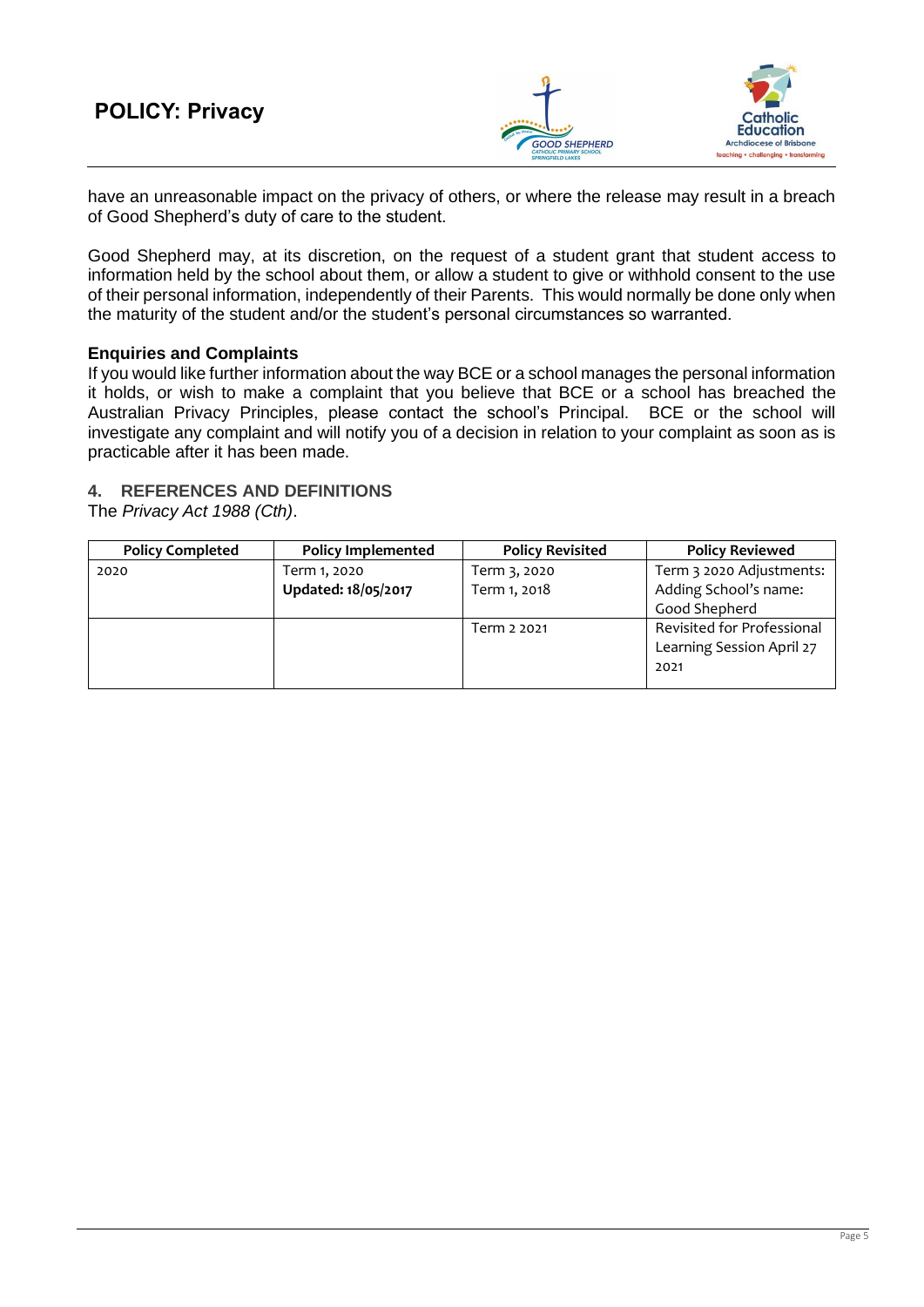have an unreasonable impact on the privacy of others, or where the release may result in a breach of Good Shepherd's duty of care to the student.

Good Shepherd may, at its discretion, on the request of a student grant that student access to information held by the school about them, or allow a student to give or withhold consent to the use of their personal information, independently of their Parents. This would normally be done only when the maturity of the student and/or the student's personal circumstances so warranted.

### Enquiries and Complaints

If you would like further information about the way BCE or a school manages the personal information it holds, or wish to make a complaint that you believe that BCE or a school has breached the Australian Privacy Principles, please contact the school's Principal. BCE or the school will investigate any complaint and will notify you of a decision in relation to your complaint as soon as is practicable after it has been made.

## 4. REFERENCES AND DEFINITIONS

The *Privacy Act 1988 (Cth)*.

| Policy Completed | Policy Implemented | Policy Revisited | Policy Reviewed |
|---|---|---|---|
| 2020 | Term 1, 2020<br>**Updated: 18/05/2017** | Term 3, 2020<br>Term 1, 2018 | Term 3 2020 Adjustments: Adding School's name: Good Shepherd |
| | | Term 2 2021 | Revisited for Professional Learning Session April 27 2021 |